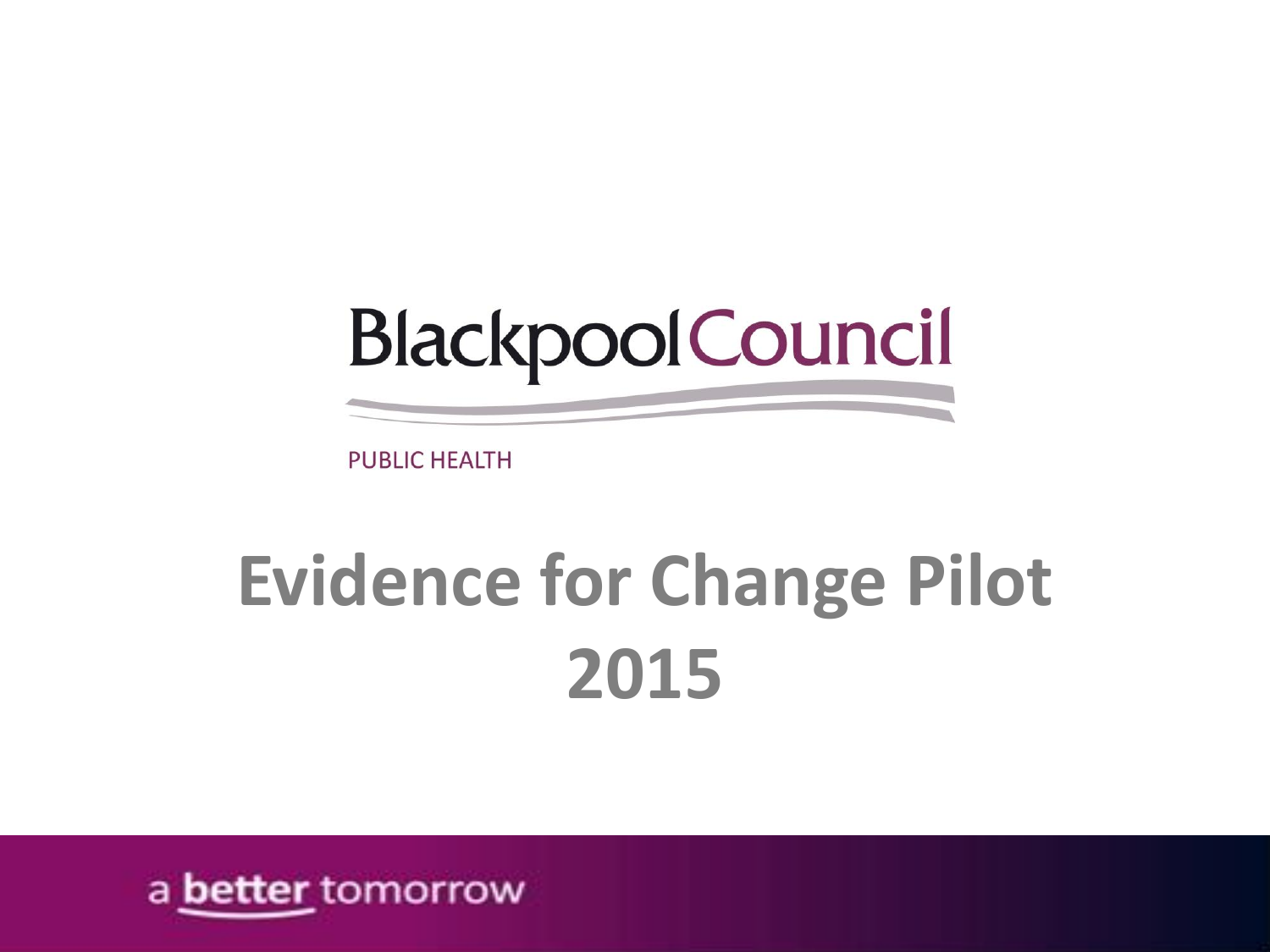Blackpool Council

PUBLIC HEALTH

# Evidence for Change Pilot 2015

a better tomorrow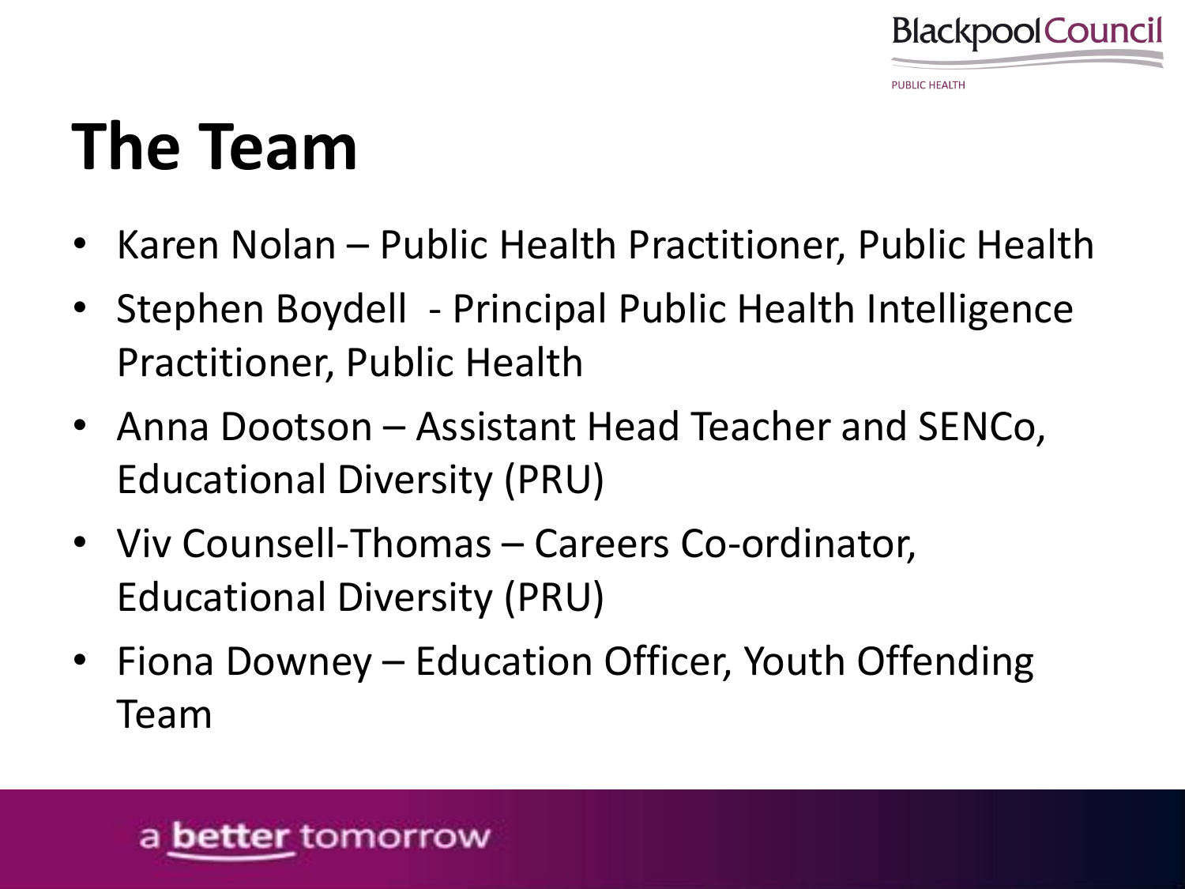# The Team

- Karen Nolan – Public Health Practitioner, Public Health
- Stephen Boydell  - Principal Public Health Intelligence Practitioner, Public Health
- Anna Dootson – Assistant Head Teacher and SENCo, Educational Diversity (PRU)
- Viv Counsell-Thomas – Careers Co-ordinator, Educational Diversity (PRU)
- Fiona Downey – Education Officer, Youth Offending Team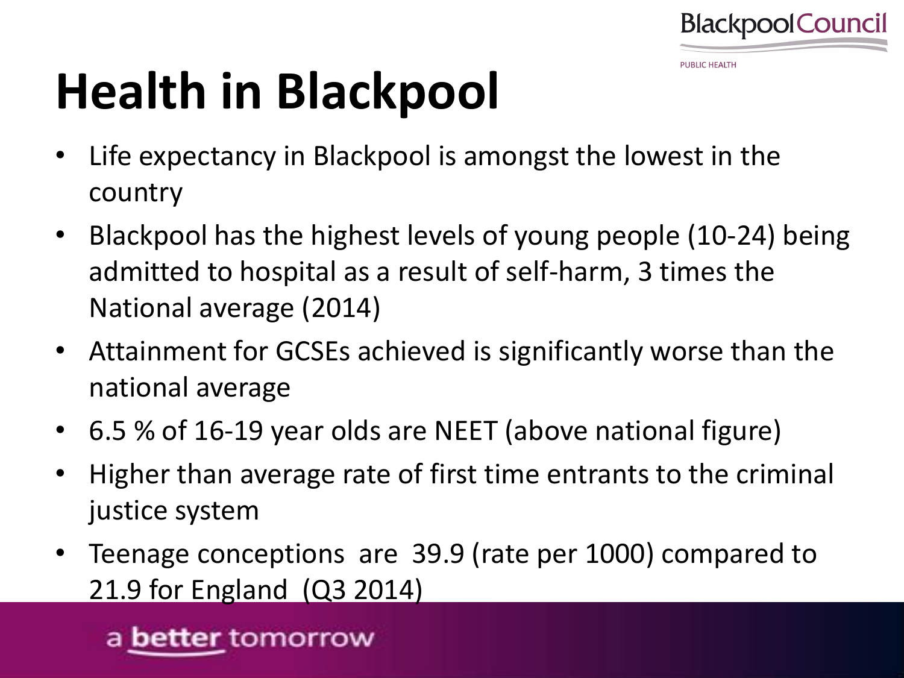# Health in Blackpool

- Life expectancy in Blackpool is amongst the lowest in the country
- Blackpool has the highest levels of young people (10-24) being admitted to hospital as a result of self-harm, 3 times the National average (2014)
- Attainment for GCSEs achieved is significantly worse than the national average
- 6.5 % of 16-19 year olds are NEET (above national figure)
- Higher than average rate of first time entrants to the criminal justice system
- Teenage conceptions are 39.9 (rate per 1000) compared to 21.9 for England (Q3 2014)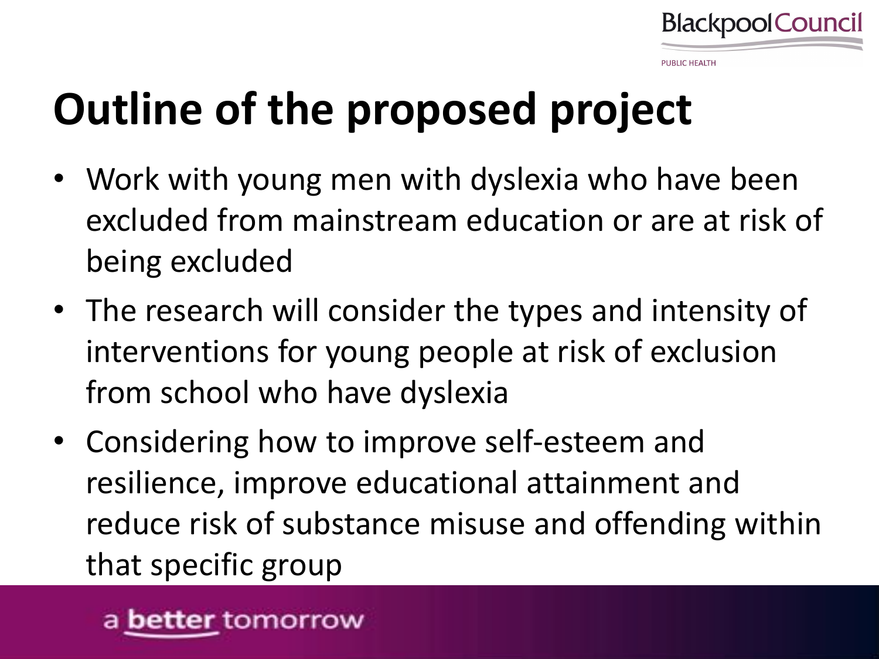# Outline of the proposed project

- Work with young men with dyslexia who have been excluded from mainstream education or are at risk of being excluded
- The research will consider the types and intensity of interventions for young people at risk of exclusion from school who have dyslexia
- Considering how to improve self-esteem and resilience, improve educational attainment and reduce risk of substance misuse and offending within that specific group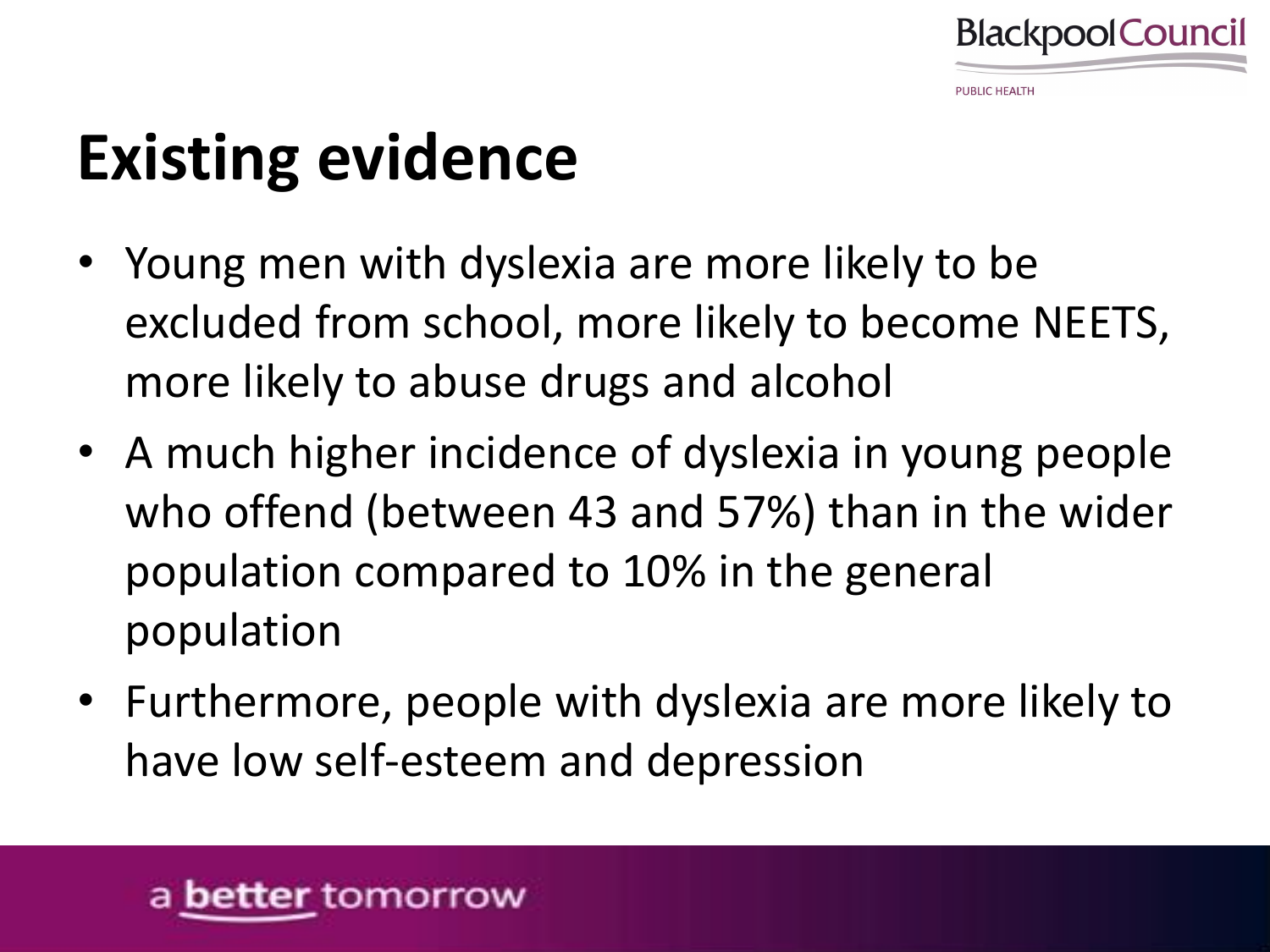# Existing evidence

- Young men with dyslexia are more likely to be excluded from school, more likely to become NEETS, more likely to abuse drugs and alcohol
- A much higher incidence of dyslexia in young people who offend (between 43 and 57%) than in the wider population compared to 10% in the general population
- Furthermore, people with dyslexia are more likely to have low self-esteem and depression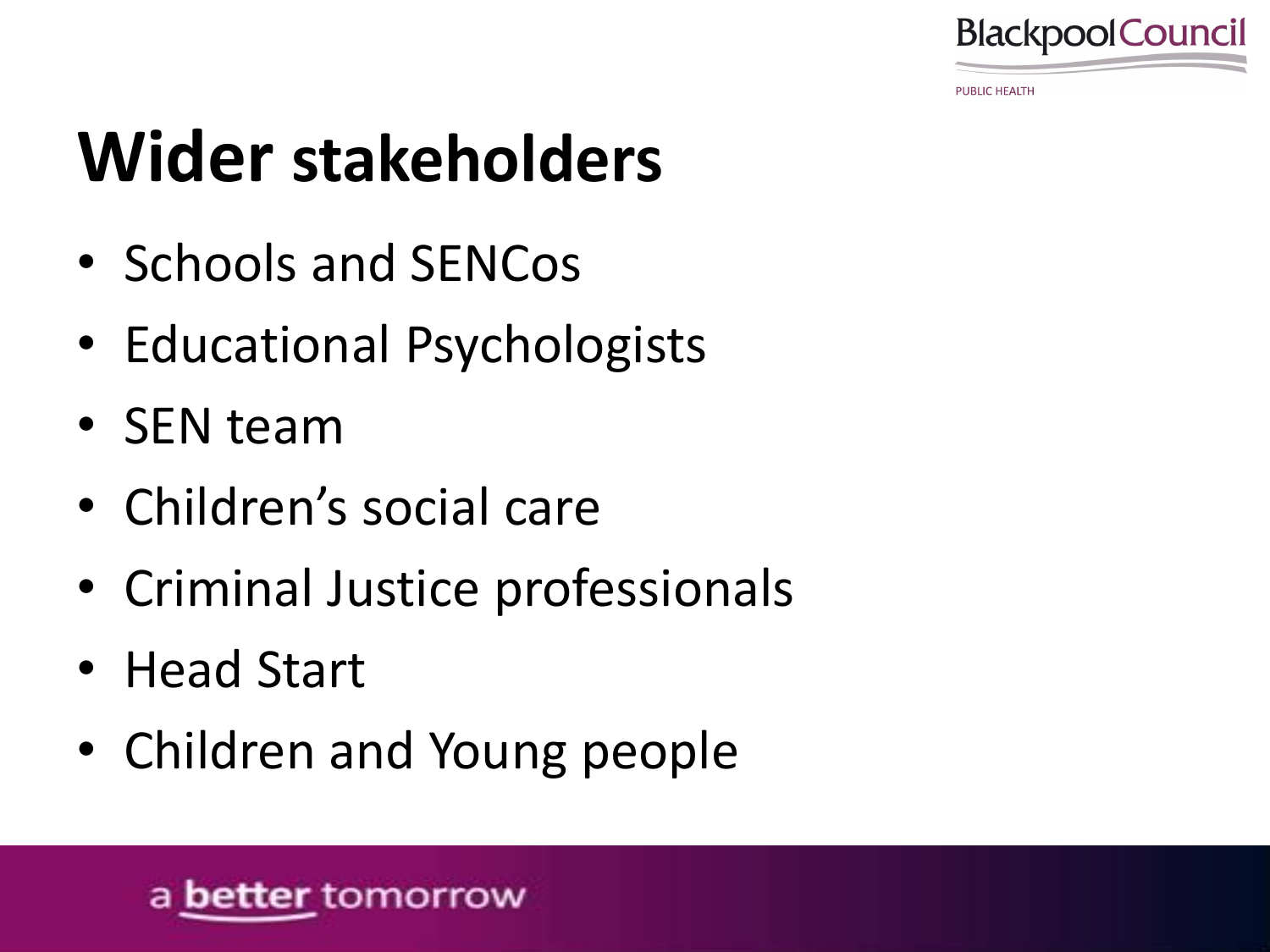# Wider stakeholders

- Schools and SENCos
- Educational Psychologists
- SEN team
- Children's social care
- Criminal Justice professionals
- Head Start
- Children and Young people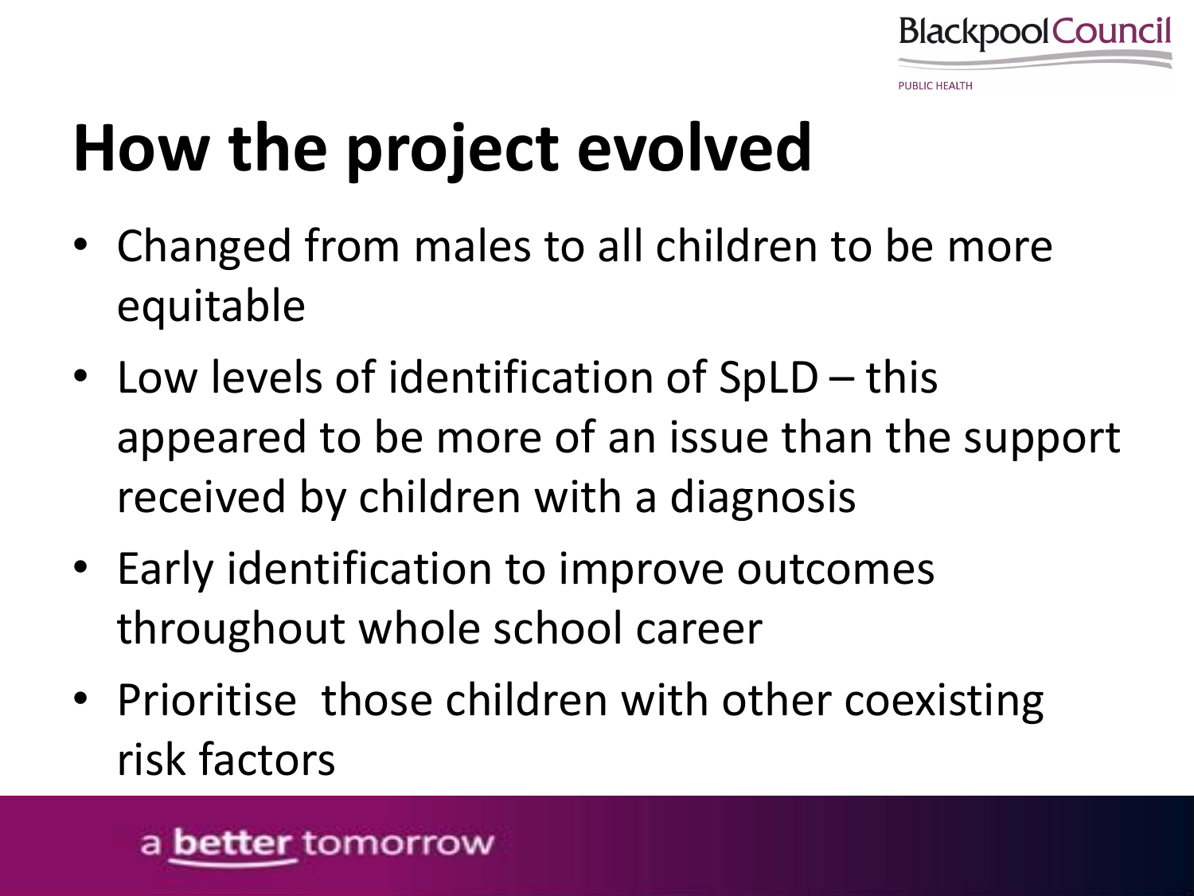# How the project evolved

- Changed from males to all children to be more equitable
- Low levels of identification of SpLD – this appeared to be more of an issue than the support received by children with a diagnosis
- Early identification to improve outcomes throughout whole school career
- Prioritise those children with other coexisting risk factors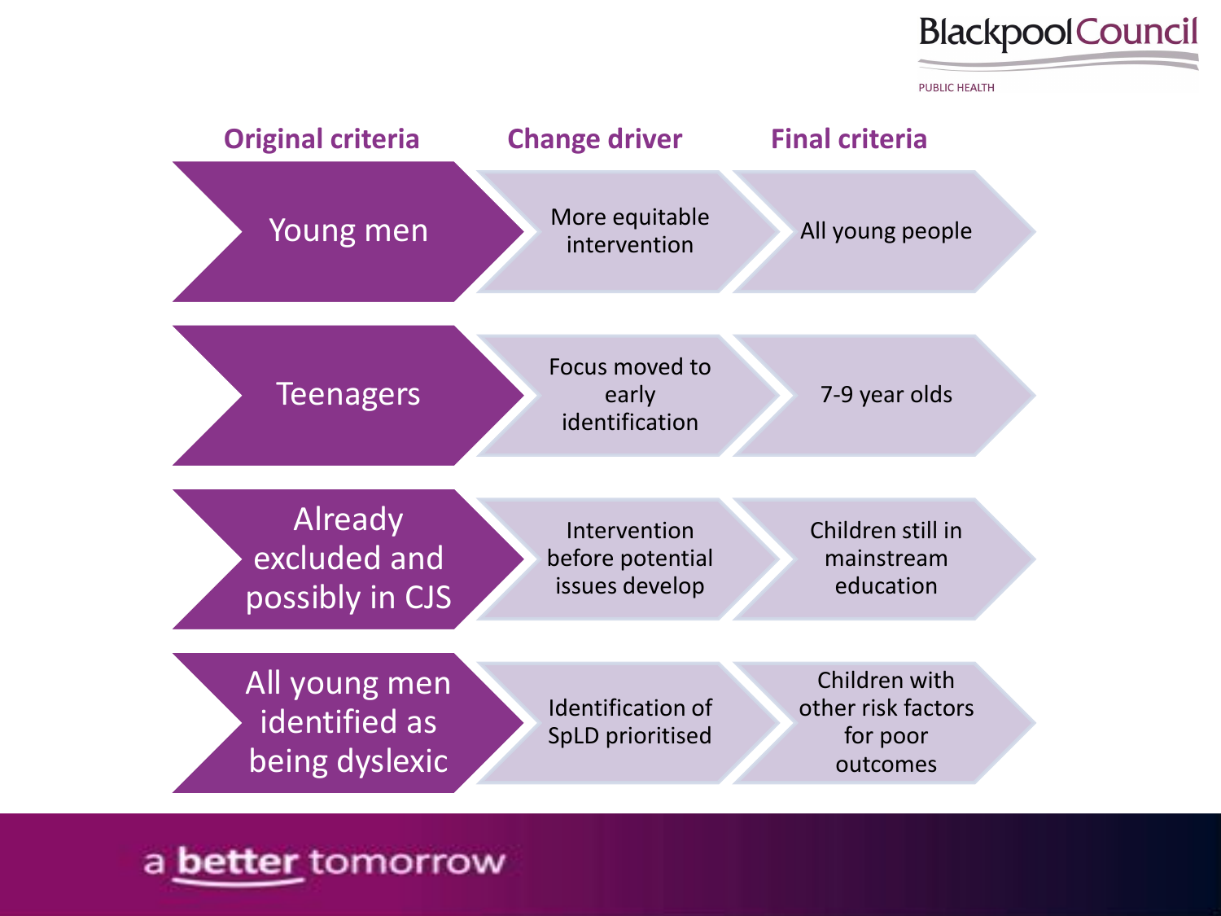| Original criteria | Change driver | Final criteria |
| --- | --- | --- |
| Young men | More equitable intervention | All young people |
| Teenagers | Focus moved to early identification | 7-9 year olds |
| Already excluded and possibly in CJS | Intervention before potential issues develop | Children still in mainstream education |
| All young men identified as being dyslexic | Identification of SpLD prioritised | Children with other risk factors for poor outcomes |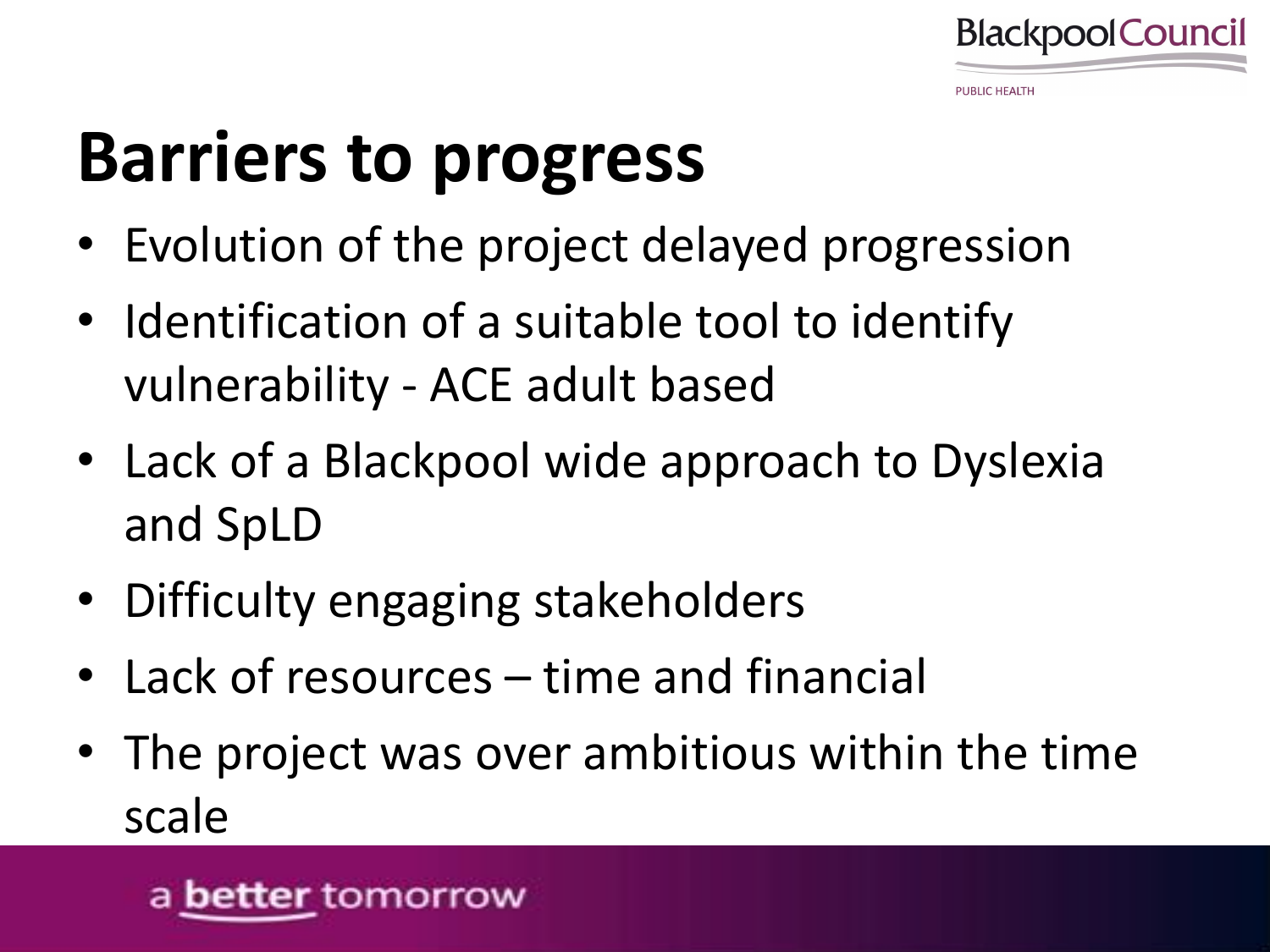# Barriers to progress

- Evolution of the project delayed progression
- Identification of a suitable tool to identify vulnerability - ACE adult based
- Lack of a Blackpool wide approach to Dyslexia and SpLD
- Difficulty engaging stakeholders
- Lack of resources – time and financial
- The project was over ambitious within the time scale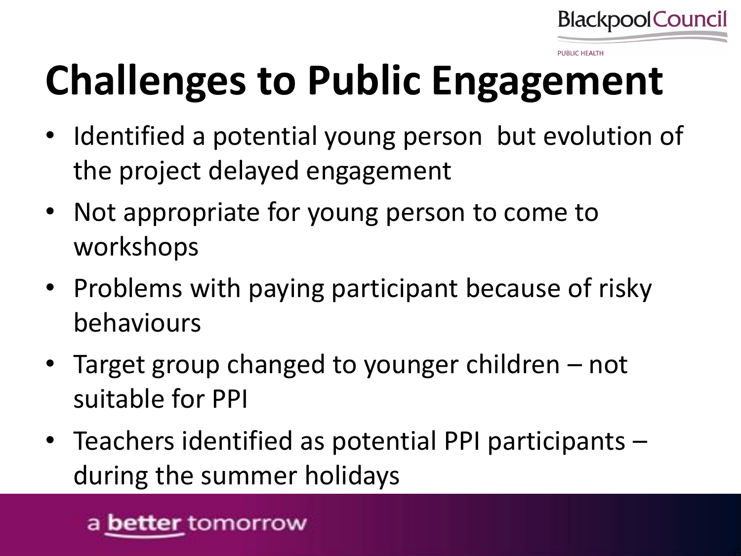# Challenges to Public Engagement

- Identified a potential young person but evolution of the project delayed engagement
- Not appropriate for young person to come to workshops
- Problems with paying participant because of risky behaviours
- Target group changed to younger children – not suitable for PPI
- Teachers identified as potential PPI participants – during the summer holidays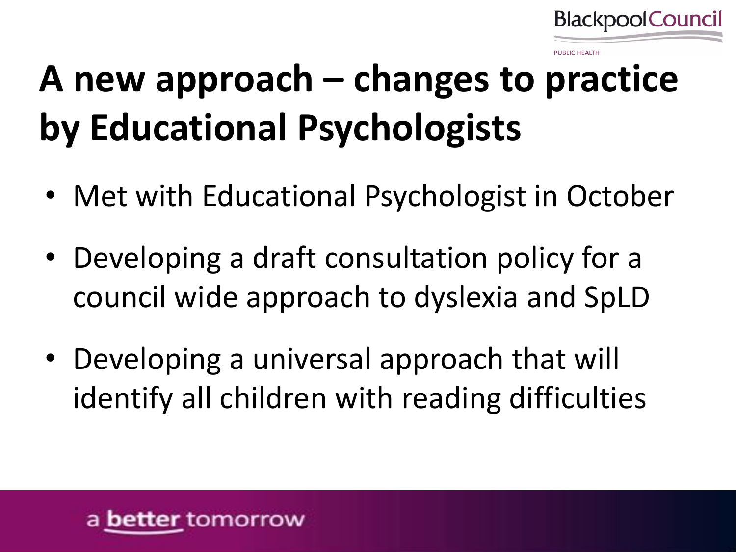# A new approach – changes to practice by Educational Psychologists

- Met with Educational Psychologist in October
- Developing a draft consultation policy for a council wide approach to dyslexia and SpLD
- Developing a universal approach that will identify all children with reading difficulties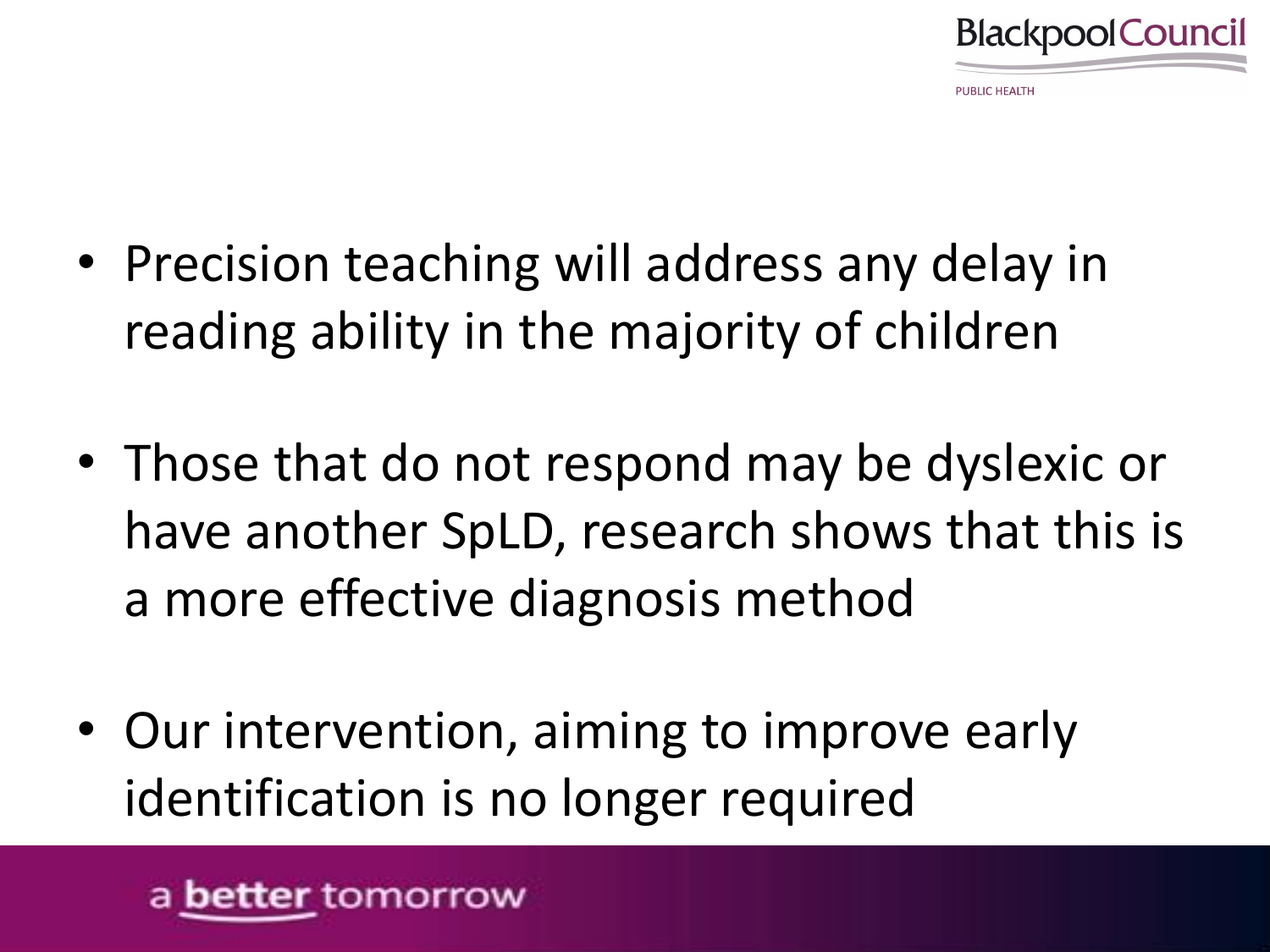- Precision teaching will address any delay in reading ability in the majority of children

- Those that do not respond may be dyslexic or have another SpLD, research shows that this is a more effective diagnosis method

- Our intervention, aiming to improve early identification is no longer required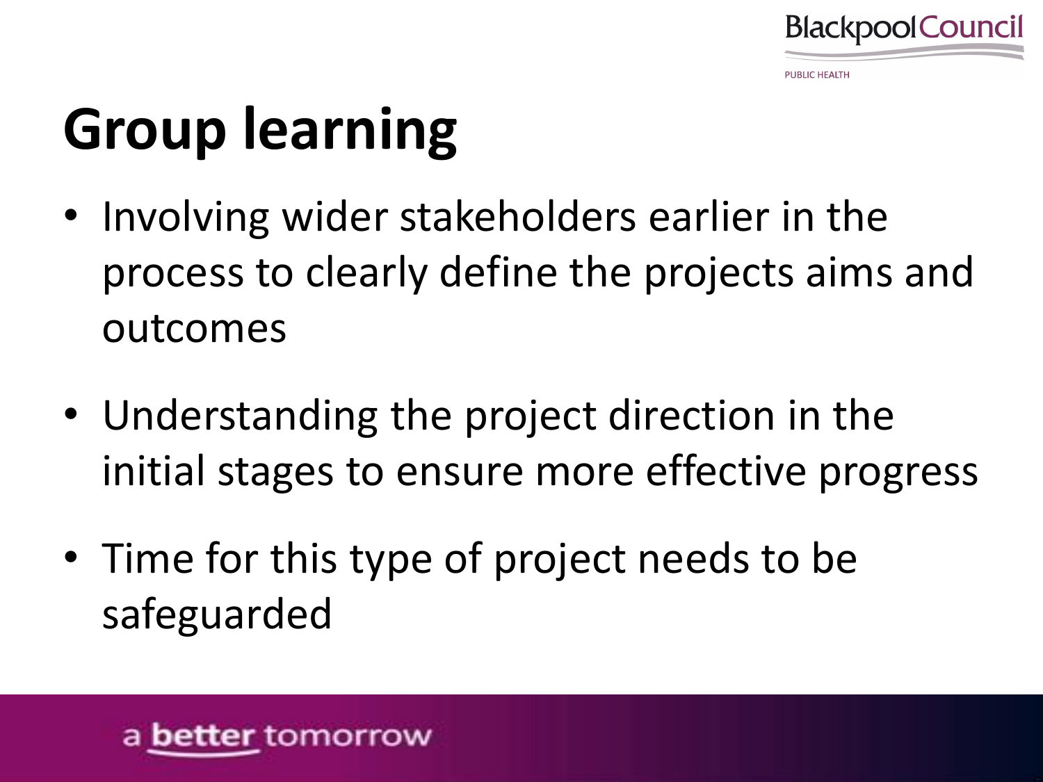# Group learning

- Involving wider stakeholders earlier in the process to clearly define the projects aims and outcomes
- Understanding the project direction in the initial stages to ensure more effective progress
- Time for this type of project needs to be safeguarded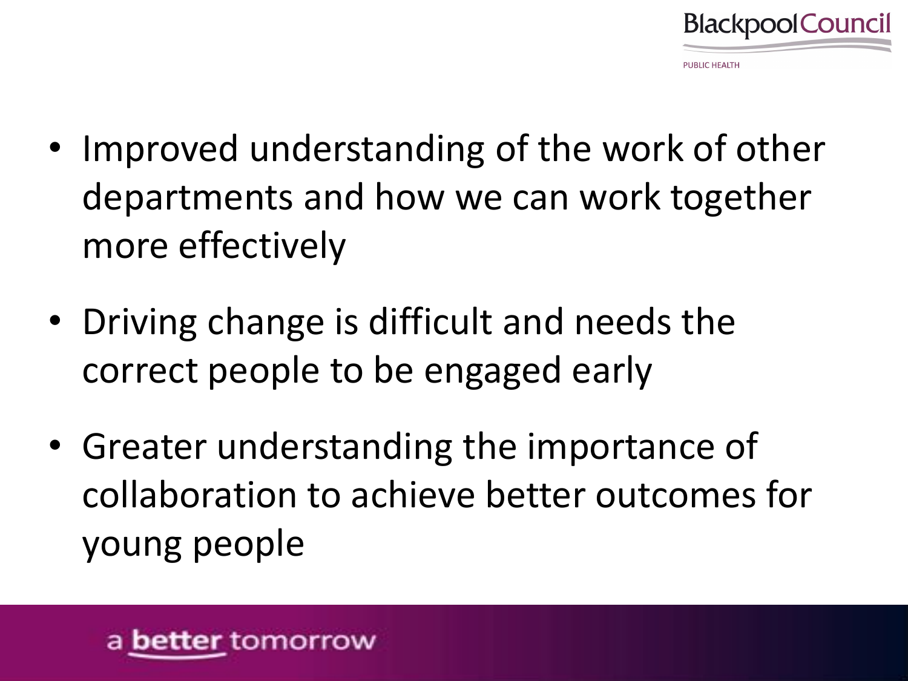- Improved understanding of the work of other departments and how we can work together more effectively
- Driving change is difficult and needs the correct people to be engaged early
- Greater understanding the importance of collaboration to achieve better outcomes for young people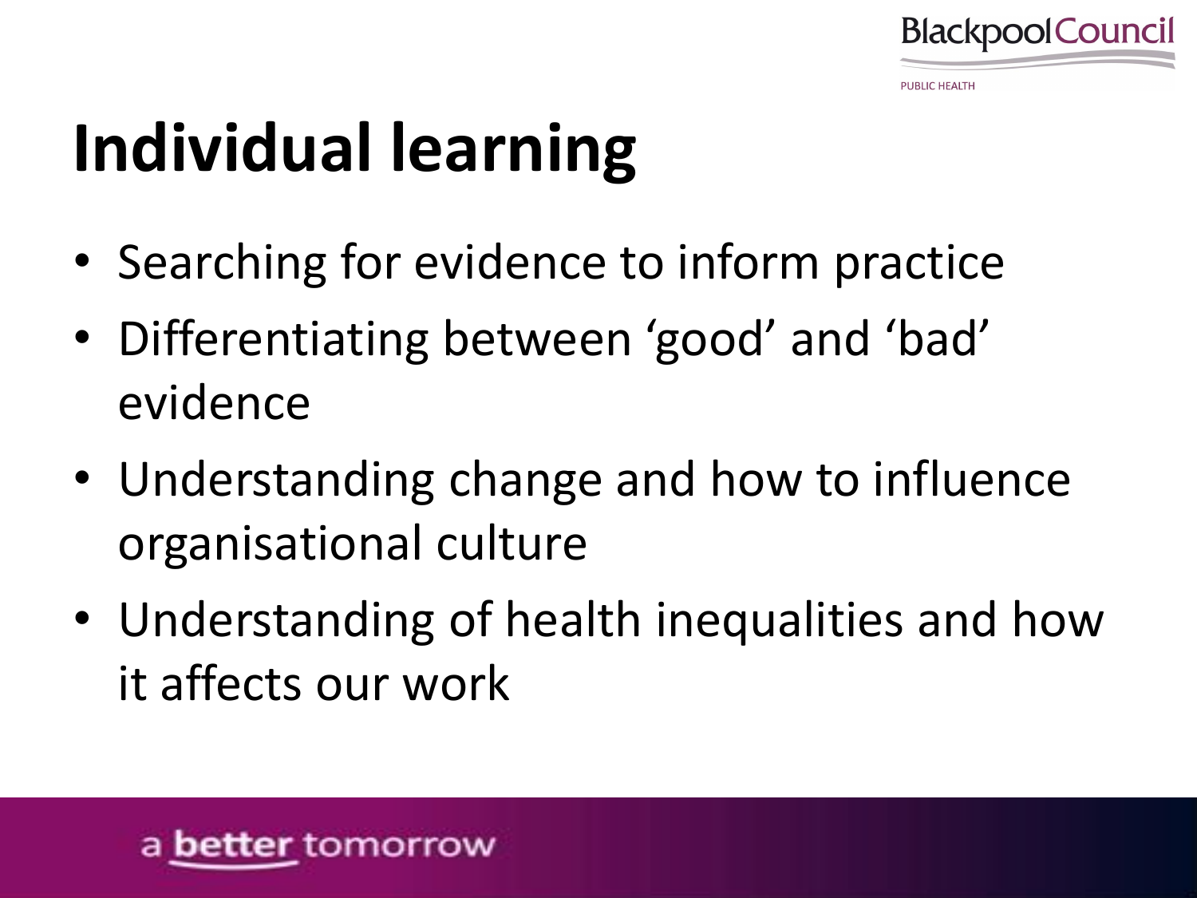# Individual learning

- Searching for evidence to inform practice
- Differentiating between ‘good’ and ‘bad’ evidence
- Understanding change and how to influence organisational culture
- Understanding of health inequalities and how it affects our work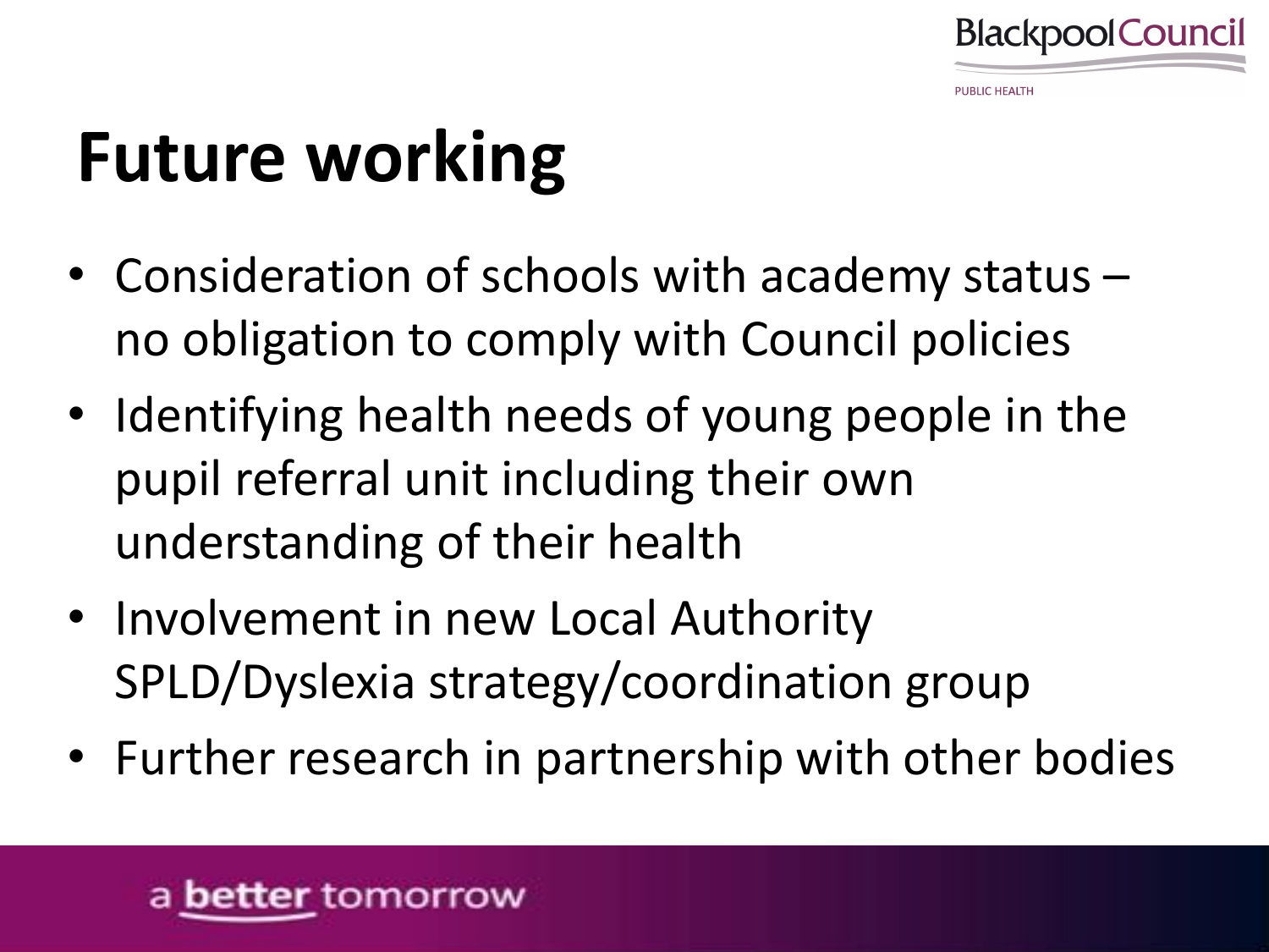# Future working

- Consideration of schools with academy status – no obligation to comply with Council policies
- Identifying health needs of young people in the pupil referral unit including their own understanding of their health
- Involvement in new Local Authority SPLD/Dyslexia strategy/coordination group
- Further research in partnership with other bodies